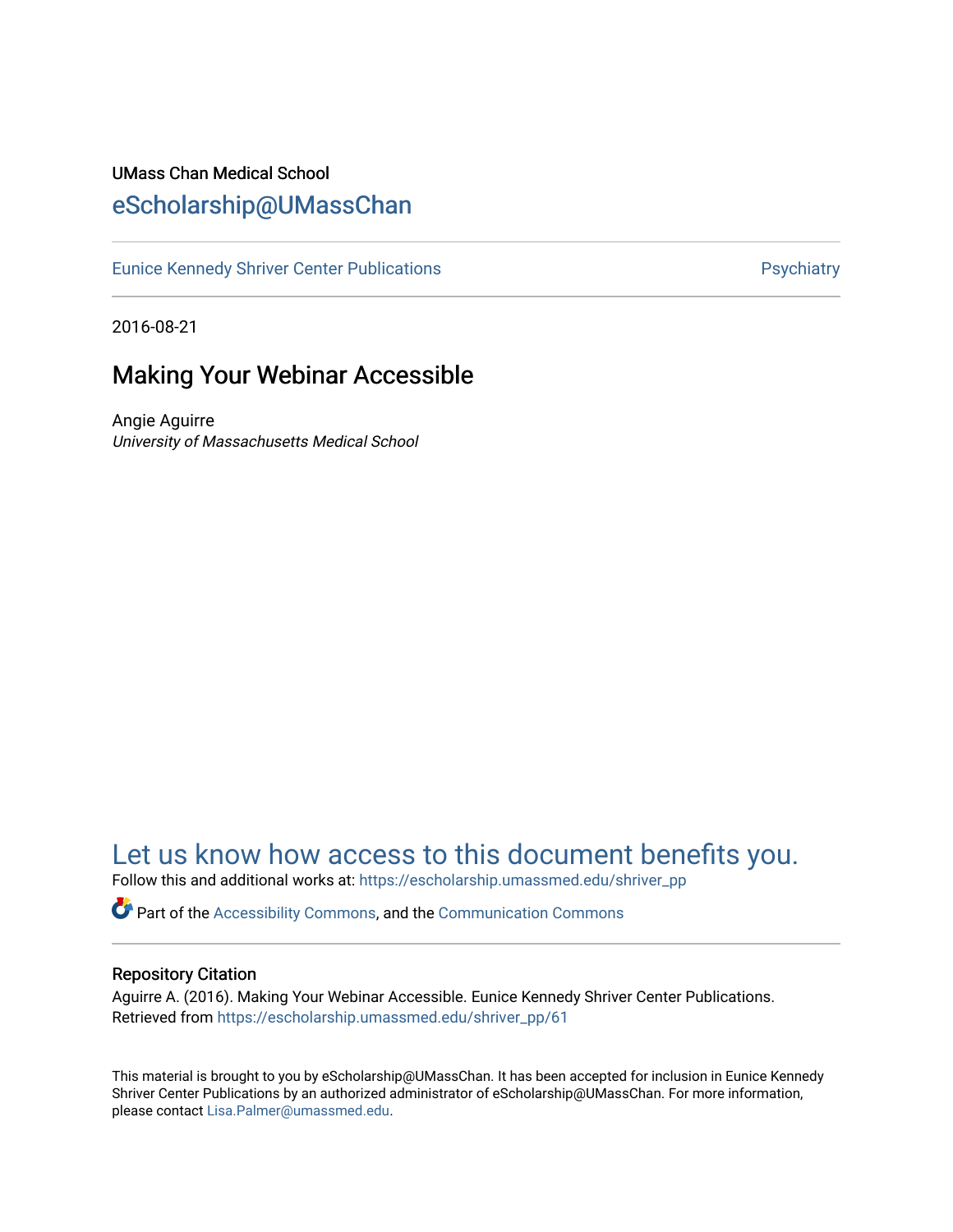UMass Chan Medical School

eScholarship@UMassChan

Eunice Kennedy Shriver Center Publications | Psychiatry

2016-08-21

# Making Your Webinar Accessible

Angie Aguirre
*University of Massachusetts Medical School*

Let us know how access to this document benefits you.

Follow this and additional works at: https://escholarship.umassmed.edu/shriver_pp

Part of the Accessibility Commons, and the Communication Commons

## Repository Citation

Aguirre A. (2016). Making Your Webinar Accessible. Eunice Kennedy Shriver Center Publications. Retrieved from https://escholarship.umassmed.edu/shriver_pp/61

This material is brought to you by eScholarship@UMassChan. It has been accepted for inclusion in Eunice Kennedy Shriver Center Publications by an authorized administrator of eScholarship@UMassChan. For more information, please contact Lisa.Palmer@umassmed.edu.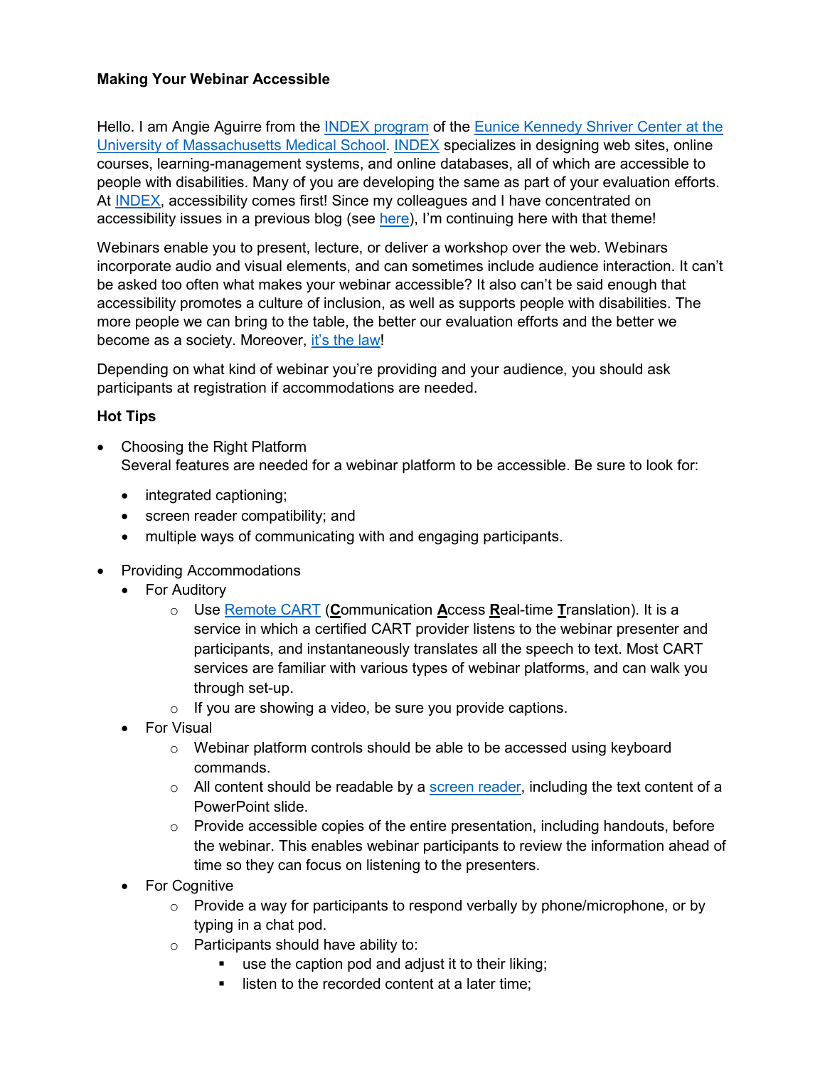**Making Your Webinar Accessible**

Hello. I am Angie Aguirre from the [INDEX program](#) of the [Eunice Kennedy Shriver Center at the University of Massachusetts Medical School](#). [INDEX](#) specializes in designing web sites, online courses, learning-management systems, and online databases, all of which are accessible to people with disabilities. Many of you are developing the same as part of your evaluation efforts. At [INDEX](#), accessibility comes first! Since my colleagues and I have concentrated on accessibility issues in a previous blog (see [here](#)), I'm continuing here with that theme!

Webinars enable you to present, lecture, or deliver a workshop over the web. Webinars incorporate audio and visual elements, and can sometimes include audience interaction. It can't be asked too often what makes your webinar accessible? It also can't be said enough that accessibility promotes a culture of inclusion, as well as supports people with disabilities. The more people we can bring to the table, the better our evaluation efforts and the better we become as a society. Moreover, [it's the law](#)!

Depending on what kind of webinar you're providing and your audience, you should ask participants at registration if accommodations are needed.

**Hot Tips**

- Choosing the Right Platform
  Several features are needed for a webinar platform to be accessible. Be sure to look for:
  - integrated captioning;
  - screen reader compatibility; and
  - multiple ways of communicating with and engaging participants.
- Providing Accommodations
  - For Auditory
    - Use [Remote CART](#) (**C**ommunication **A**ccess **R**eal-time **T**ranslation). It is a service in which a certified CART provider listens to the webinar presenter and participants, and instantaneously translates all the speech to text. Most CART services are familiar with various types of webinar platforms, and can walk you through set-up.
    - If you are showing a video, be sure you provide captions.
  - For Visual
    - Webinar platform controls should be able to be accessed using keyboard commands.
    - All content should be readable by a [screen reader](#), including the text content of a PowerPoint slide.
    - Provide accessible copies of the entire presentation, including handouts, before the webinar. This enables webinar participants to review the information ahead of time so they can focus on listening to the presenters.
  - For Cognitive
    - Provide a way for participants to respond verbally by phone/microphone, or by typing in a chat pod.
    - Participants should have ability to:
      - use the caption pod and adjust it to their liking;
      - listen to the recorded content at a later time;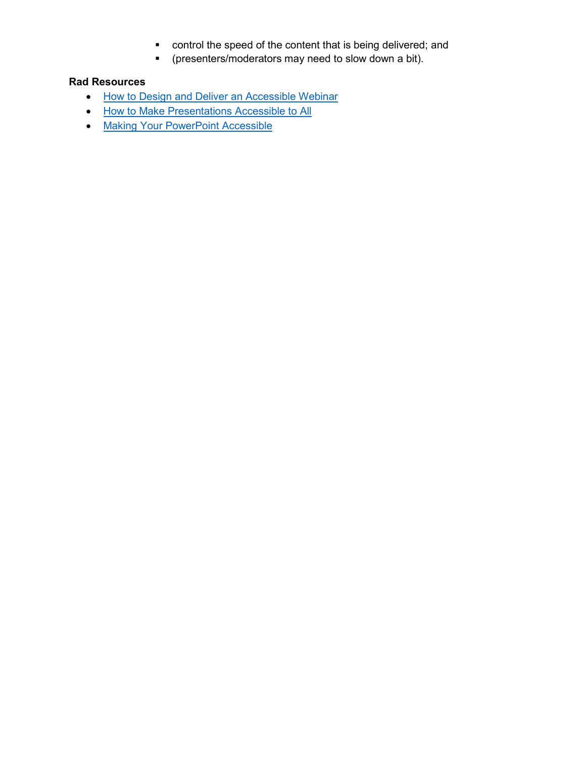- control the speed of the content that is being delivered; and
    - (presenters/moderators may need to slow down a bit).

**Rad Resources**

- How to Design and Deliver an Accessible Webinar
- How to Make Presentations Accessible to All
- Making Your PowerPoint Accessible